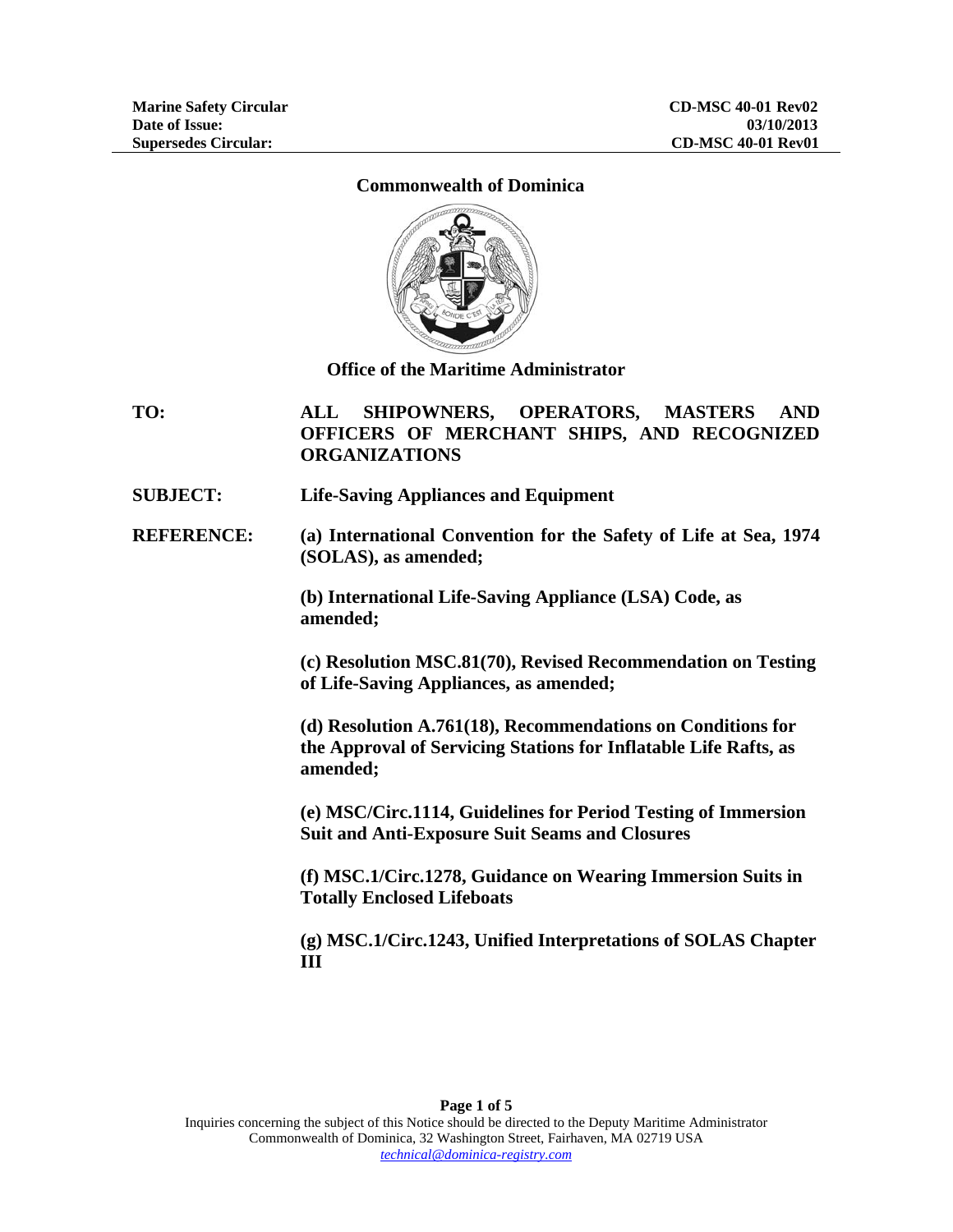| Marine Safety Circular | CD-MSC 40-01 Rev02 |
|---|---|
| Date of Issue: | 03/10/2013 |
| Supersedes Circular: | CD-MSC 40-01 Rev01 |

**Commonwealth of Dominica**

**Office of the Maritime Administrator**

**TO:** ALL SHIPOWNERS, OPERATORS, MASTERS AND OFFICERS OF MERCHANT SHIPS, AND RECOGNIZED ORGANIZATIONS

**SUBJECT:** Life-Saving Appliances and Equipment

**REFERENCE:**

**(a) International Convention for the Safety of Life at Sea, 1974 (SOLAS), as amended;**

**(b) International Life-Saving Appliance (LSA) Code, as amended;**

**(c) Resolution MSC.81(70), Revised Recommendation on Testing of Life-Saving Appliances, as amended;**

**(d) Resolution A.761(18), Recommendations on Conditions for the Approval of Servicing Stations for Inflatable Life Rafts, as amended;**

**(e) MSC/Circ.1114, Guidelines for Period Testing of Immersion Suit and Anti-Exposure Suit Seams and Closures**

**(f) MSC.1/Circ.1278, Guidance on Wearing Immersion Suits in Totally Enclosed Lifeboats**

**(g) MSC.1/Circ.1243, Unified Interpretations of SOLAS Chapter III**

Inquiries concerning the subject of this Notice should be directed to the Deputy Maritime Administrator
Commonwealth of Dominica, 32 Washington Street, Fairhaven, MA 02719 USA
*technical@dominica-registry.com*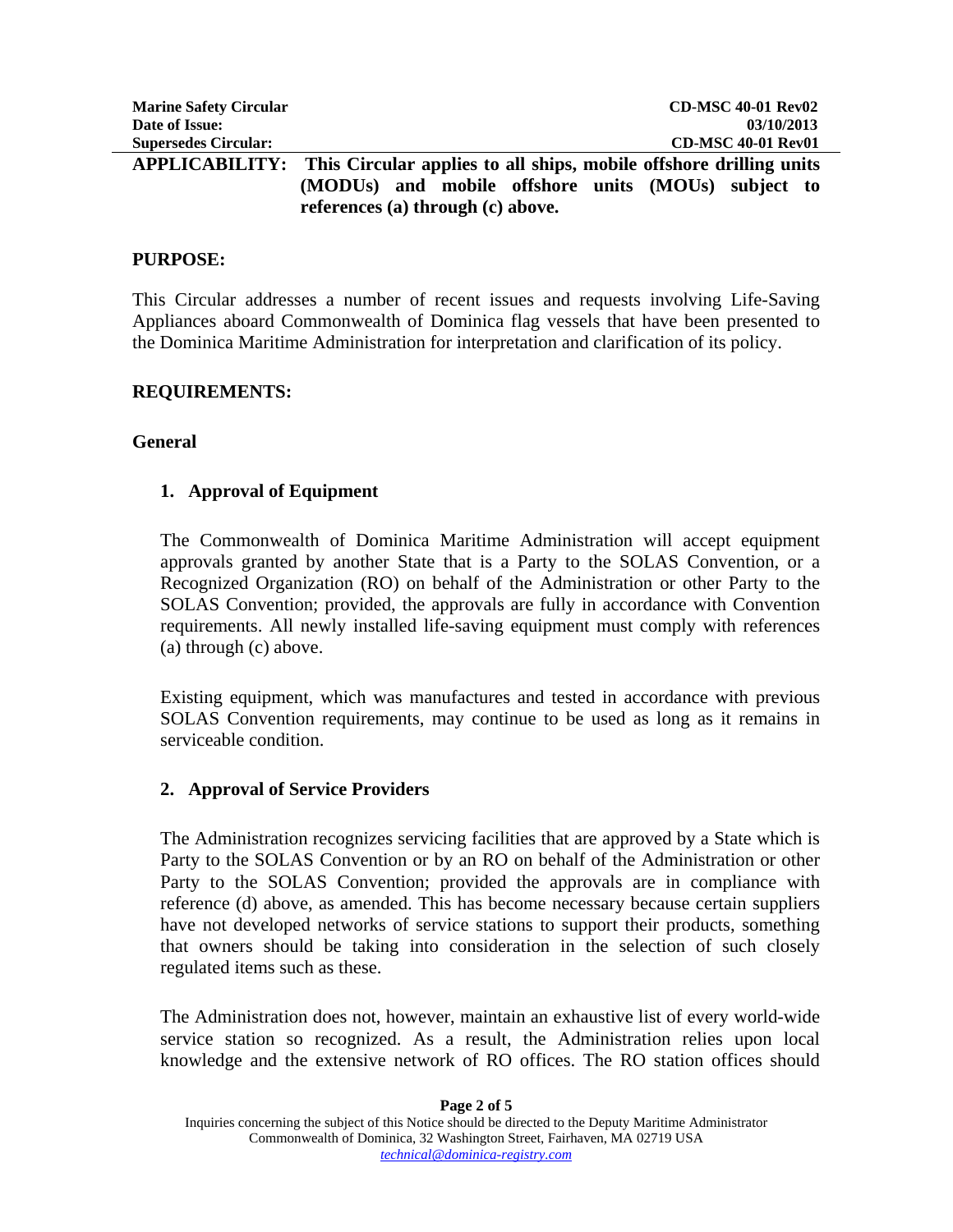| Marine Safety Circular | CD-MSC 40-01 Rev02 |
| --- | --- |
| Date of Issue: | 03/10/2013 |
| Supersedes Circular: | CD-MSC 40-01 Rev01 |

**APPLICABILITY: This Circular applies to all ships, mobile offshore drilling units (MODUs) and mobile offshore units (MOUs) subject to references (a) through (c) above.**

## PURPOSE:

This Circular addresses a number of recent issues and requests involving Life-Saving Appliances aboard Commonwealth of Dominica flag vessels that have been presented to the Dominica Maritime Administration for interpretation and clarification of its policy.

## REQUIREMENTS:

### General

#### 1. Approval of Equipment

The Commonwealth of Dominica Maritime Administration will accept equipment approvals granted by another State that is a Party to the SOLAS Convention, or a Recognized Organization (RO) on behalf of the Administration or other Party to the SOLAS Convention; provided, the approvals are fully in accordance with Convention requirements. All newly installed life-saving equipment must comply with references (a) through (c) above.

Existing equipment, which was manufactures and tested in accordance with previous SOLAS Convention requirements, may continue to be used as long as it remains in serviceable condition.

#### 2. Approval of Service Providers

The Administration recognizes servicing facilities that are approved by a State which is Party to the SOLAS Convention or by an RO on behalf of the Administration or other Party to the SOLAS Convention; provided the approvals are in compliance with reference (d) above, as amended. This has become necessary because certain suppliers have not developed networks of service stations to support their products, something that owners should be taking into consideration in the selection of such closely regulated items such as these.

The Administration does not, however, maintain an exhaustive list of every world-wide service station so recognized. As a result, the Administration relies upon local knowledge and the extensive network of RO offices. The RO station offices should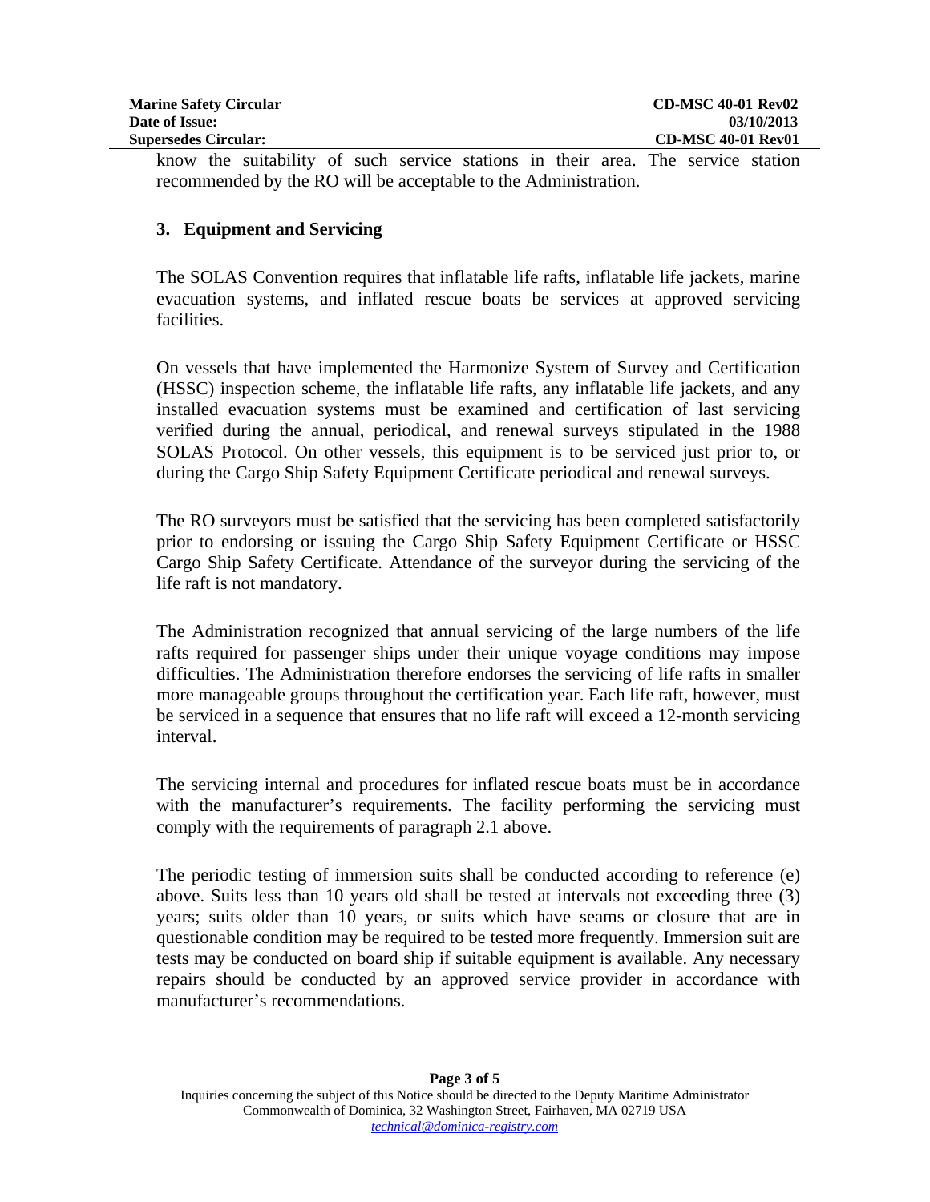know the suitability of such service stations in their area. The service station recommended by the RO will be acceptable to the Administration.

## 3. Equipment and Servicing

The SOLAS Convention requires that inflatable life rafts, inflatable life jackets, marine evacuation systems, and inflated rescue boats be services at approved servicing facilities.

On vessels that have implemented the Harmonize System of Survey and Certification (HSSC) inspection scheme, the inflatable life rafts, any inflatable life jackets, and any installed evacuation systems must be examined and certification of last servicing verified during the annual, periodical, and renewal surveys stipulated in the 1988 SOLAS Protocol. On other vessels, this equipment is to be serviced just prior to, or during the Cargo Ship Safety Equipment Certificate periodical and renewal surveys.

The RO surveyors must be satisfied that the servicing has been completed satisfactorily prior to endorsing or issuing the Cargo Ship Safety Equipment Certificate or HSSC Cargo Ship Safety Certificate. Attendance of the surveyor during the servicing of the life raft is not mandatory.

The Administration recognized that annual servicing of the large numbers of the life rafts required for passenger ships under their unique voyage conditions may impose difficulties. The Administration therefore endorses the servicing of life rafts in smaller more manageable groups throughout the certification year. Each life raft, however, must be serviced in a sequence that ensures that no life raft will exceed a 12-month servicing interval.

The servicing internal and procedures for inflated rescue boats must be in accordance with the manufacturer's requirements. The facility performing the servicing must comply with the requirements of paragraph 2.1 above.

The periodic testing of immersion suits shall be conducted according to reference (e) above. Suits less than 10 years old shall be tested at intervals not exceeding three (3) years; suits older than 10 years, or suits which have seams or closure that are in questionable condition may be required to be tested more frequently. Immersion suit are tests may be conducted on board ship if suitable equipment is available. Any necessary repairs should be conducted by an approved service provider in accordance with manufacturer's recommendations.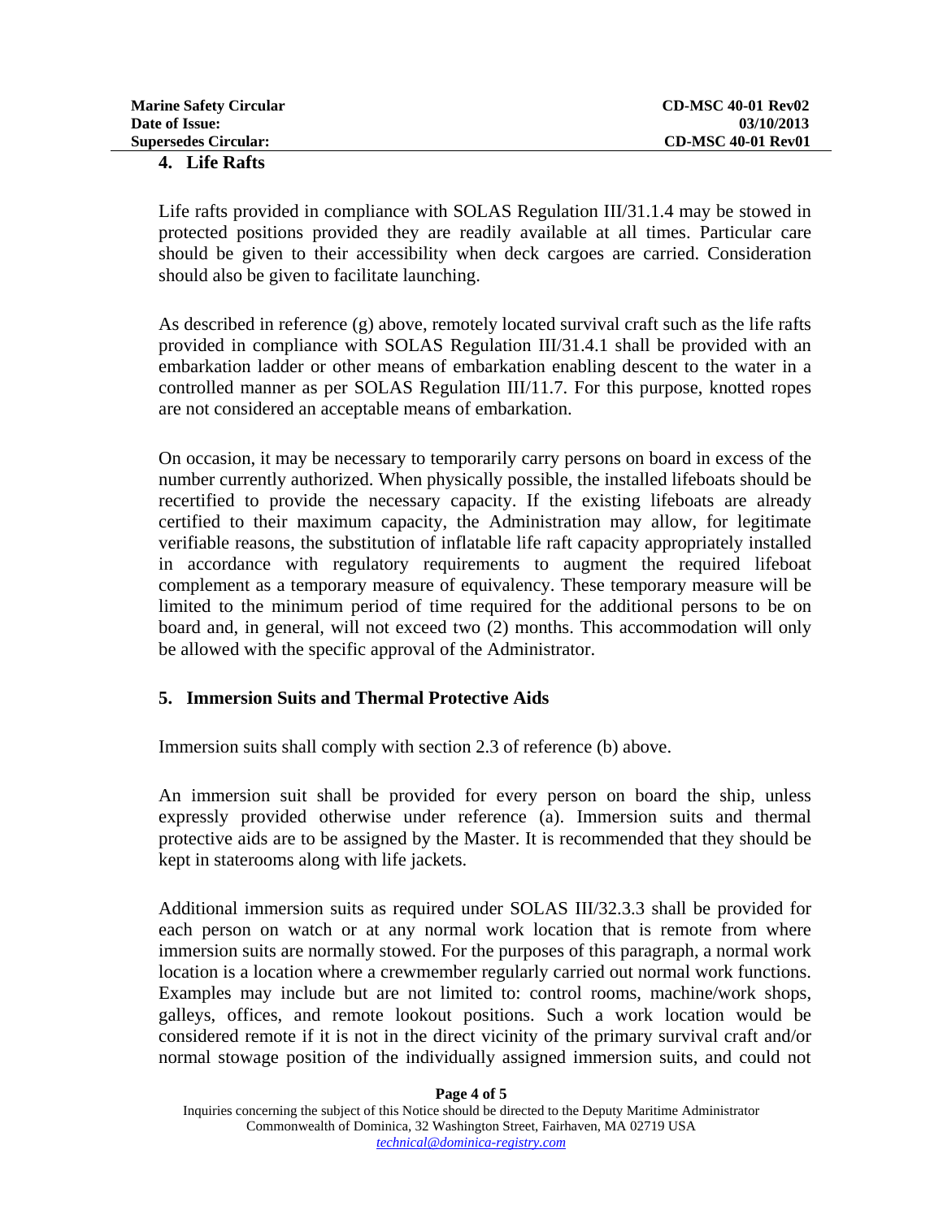## 4. Life Rafts

Life rafts provided in compliance with SOLAS Regulation III/31.1.4 may be stowed in protected positions provided they are readily available at all times. Particular care should be given to their accessibility when deck cargoes are carried. Consideration should also be given to facilitate launching.

As described in reference (g) above, remotely located survival craft such as the life rafts provided in compliance with SOLAS Regulation III/31.4.1 shall be provided with an embarkation ladder or other means of embarkation enabling descent to the water in a controlled manner as per SOLAS Regulation III/11.7. For this purpose, knotted ropes are not considered an acceptable means of embarkation.

On occasion, it may be necessary to temporarily carry persons on board in excess of the number currently authorized. When physically possible, the installed lifeboats should be recertified to provide the necessary capacity. If the existing lifeboats are already certified to their maximum capacity, the Administration may allow, for legitimate verifiable reasons, the substitution of inflatable life raft capacity appropriately installed in accordance with regulatory requirements to augment the required lifeboat complement as a temporary measure of equivalency. These temporary measure will be limited to the minimum period of time required for the additional persons to be on board and, in general, will not exceed two (2) months. This accommodation will only be allowed with the specific approval of the Administrator.

## 5. Immersion Suits and Thermal Protective Aids

Immersion suits shall comply with section 2.3 of reference (b) above.

An immersion suit shall be provided for every person on board the ship, unless expressly provided otherwise under reference (a). Immersion suits and thermal protective aids are to be assigned by the Master. It is recommended that they should be kept in staterooms along with life jackets.

Additional immersion suits as required under SOLAS III/32.3.3 shall be provided for each person on watch or at any normal work location that is remote from where immersion suits are normally stowed. For the purposes of this paragraph, a normal work location is a location where a crewmember regularly carried out normal work functions. Examples may include but are not limited to: control rooms, machine/work shops, galleys, offices, and remote lookout positions. Such a work location would be considered remote if it is not in the direct vicinity of the primary survival craft and/or normal stowage position of the individually assigned immersion suits, and could not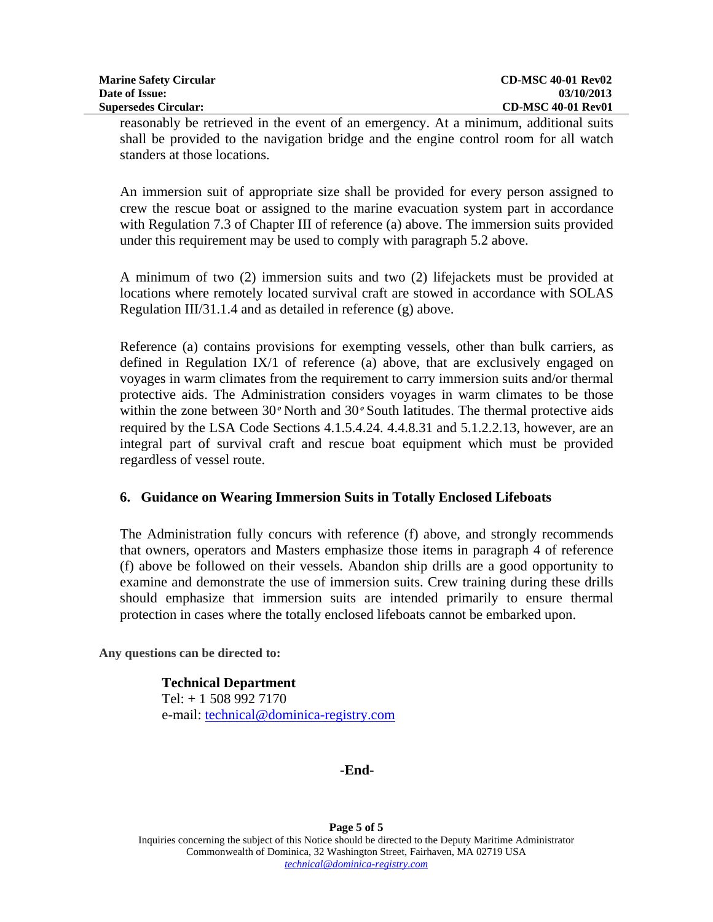reasonably be retrieved in the event of an emergency. At a minimum, additional suits shall be provided to the navigation bridge and the engine control room for all watch standers at those locations.

An immersion suit of appropriate size shall be provided for every person assigned to crew the rescue boat or assigned to the marine evacuation system part in accordance with Regulation 7.3 of Chapter III of reference (a) above. The immersion suits provided under this requirement may be used to comply with paragraph 5.2 above.

A minimum of two (2) immersion suits and two (2) lifejackets must be provided at locations where remotely located survival craft are stowed in accordance with SOLAS Regulation III/31.1.4 and as detailed in reference (g) above.

Reference (a) contains provisions for exempting vessels, other than bulk carriers, as defined in Regulation IX/1 of reference (a) above, that are exclusively engaged on voyages in warm climates from the requirement to carry immersion suits and/or thermal protective aids. The Administration considers voyages in warm climates to be those within the zone between 30° North and 30° South latitudes. The thermal protective aids required by the LSA Code Sections 4.1.5.4.24. 4.4.8.31 and 5.1.2.2.13, however, are an integral part of survival craft and rescue boat equipment which must be provided regardless of vessel route.

## 6. Guidance on Wearing Immersion Suits in Totally Enclosed Lifeboats

The Administration fully concurs with reference (f) above, and strongly recommends that owners, operators and Masters emphasize those items in paragraph 4 of reference (f) above be followed on their vessels. Abandon ship drills are a good opportunity to examine and demonstrate the use of immersion suits. Crew training during these drills should emphasize that immersion suits are intended primarily to ensure thermal protection in cases where the totally enclosed lifeboats cannot be embarked upon.

**Any questions can be directed to:**

**Technical Department**
Tel: + 1 508 992 7170
e-mail: technical@dominica-registry.com

**-End-**